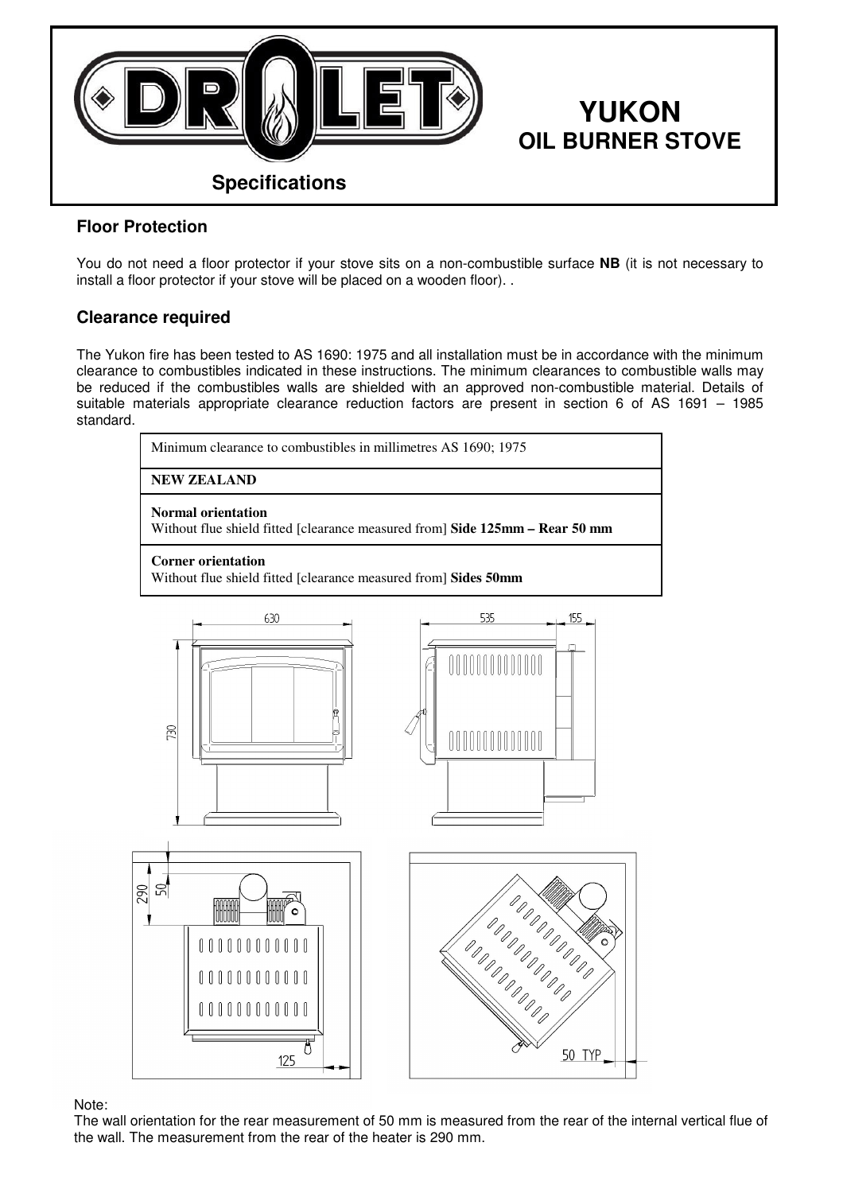# YUKON
## OIL BURNER STOVE

**Specifications**

### Floor Protection

You do not need a floor protector if your stove sits on a non-combustible surface **NB** (it is not necessary to install a floor protector if your stove will be placed on a wooden floor). .

### Clearance required

The Yukon fire has been tested to AS 1690: 1975 and all installation must be in accordance with the minimum clearance to combustibles indicated in these instructions. The minimum clearances to combustible walls may be reduced if the combustibles walls are shielded with an approved non-combustible material. Details of suitable materials appropriate clearance reduction factors are present in section 6 of AS 1691 – 1985 standard.

| Minimum clearance to combustibles in millimetres AS 1690; 1975 |
|---|
| **NEW ZEALAND** |
| **Normal orientation**<br>Without flue shield fitted [clearance measured from] **Side 125mm – Rear 50 mm** |
| **Corner orientation**<br>Without flue shield fitted [clearance measured from] **Sides 50mm** |

Note:
The wall orientation for the rear measurement of 50 mm is measured from the rear of the internal vertical flue of the wall. The measurement from the rear of the heater is 290 mm.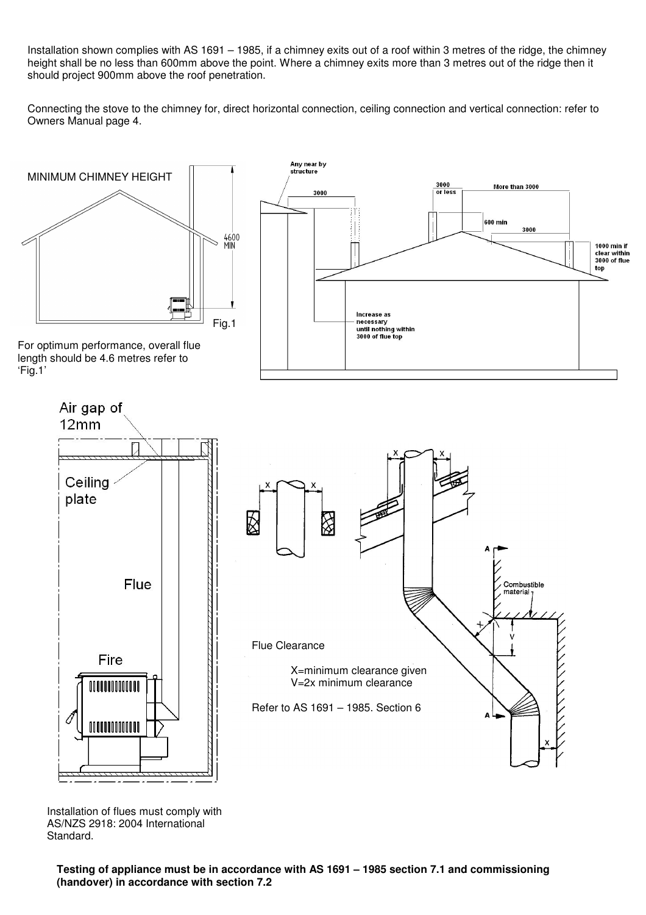Installation shown complies with AS 1691 – 1985, if a chimney exits out of a roof within 3 metres of the ridge, the chimney height shall be no less than 600mm above the point. Where a chimney exits more than 3 metres out of the ridge then it should project 900mm above the roof penetration.

Connecting the stove to the chimney for, direct horizontal connection, ceiling connection and vertical connection: refer to Owners Manual page 4.

MINIMUM CHIMNEY HEIGHT

4600 MIN

Fig.1

For optimum performance, overall flue length should be 4.6 metres refer to 'Fig.1'

Any near by structure

3000

3000 or less

More than 3000

600 min

3000

1000 min if clear within 3000 of flue top

Increase as necessary until nothing within 3000 of flue top

Air gap of 12mm

Ceiling plate

Flue

Fire

X

Combustible material

V

Flue Clearance

X=minimum clearance given
V=2x minimum clearance

Refer to AS 1691 – 1985. Section 6

Installation of flues must comply with AS/NZS 2918: 2004 International Standard.

**Testing of appliance must be in accordance with AS 1691 – 1985 section 7.1 and commissioning (handover) in accordance with section 7.2**